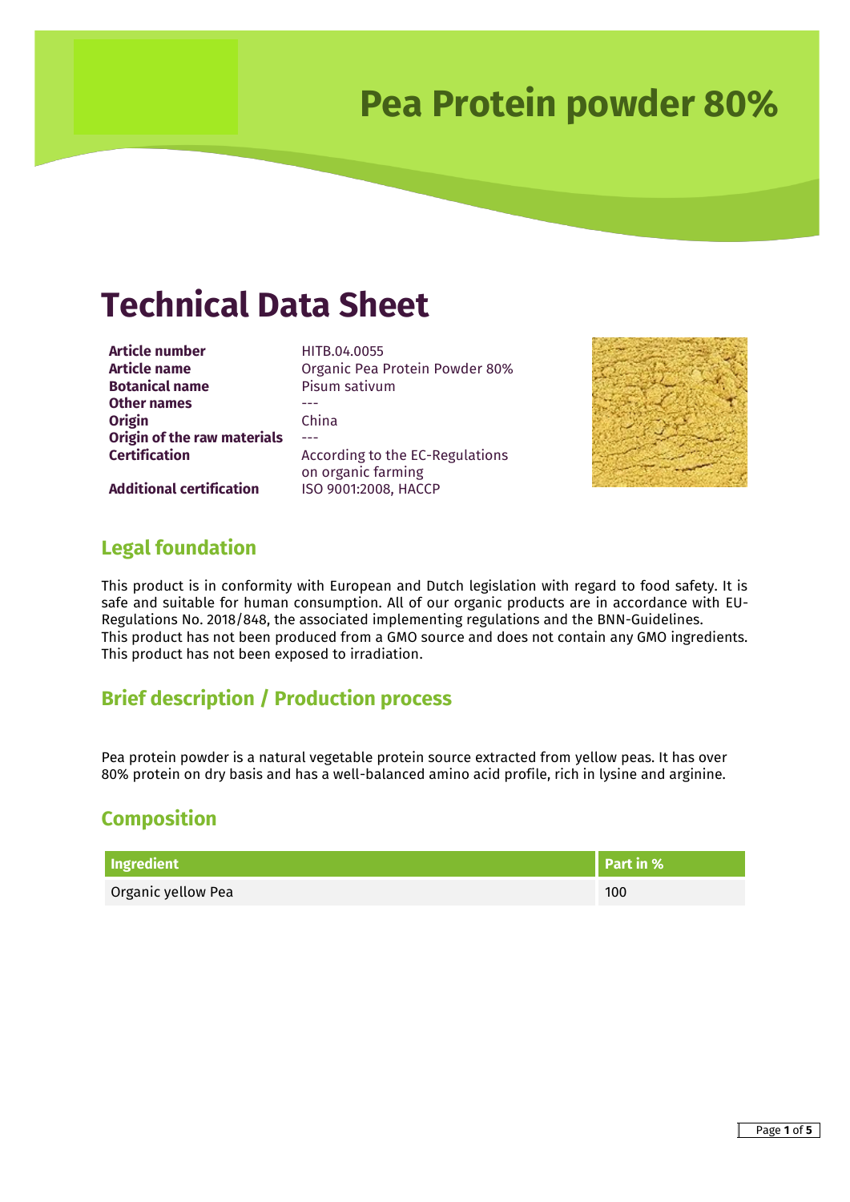# Pea Protein powder 80%

# Technical Data Sheet

| | |
|---|---|
| **Article number** | HITB.04.0055 |
| **Article name** | Organic Pea Protein Powder 80% |
| **Botanical name** | Pisum sativum |
| **Other names** | --- |
| **Origin** | China |
| **Origin of the raw materials** | --- |
| **Certification** | According to the EC-Regulations on organic farming |
| **Additional certification** | ISO 9001:2008, HACCP |

## Legal foundation

This product is in conformity with European and Dutch legislation with regard to food safety. It is safe and suitable for human consumption. All of our organic products are in accordance with EU-Regulations No. 2018/848, the associated implementing regulations and the BNN-Guidelines.
This product has not been produced from a GMO source and does not contain any GMO ingredients.
This product has not been exposed to irradiation.

## Brief description / Production process

Pea protein powder is a natural vegetable protein source extracted from yellow peas. It has over 80% protein on dry basis and has a well-balanced amino acid profile, rich in lysine and arginine.

## Composition

| Ingredient | Part in % |
|---|---|
| Organic yellow Pea | 100 |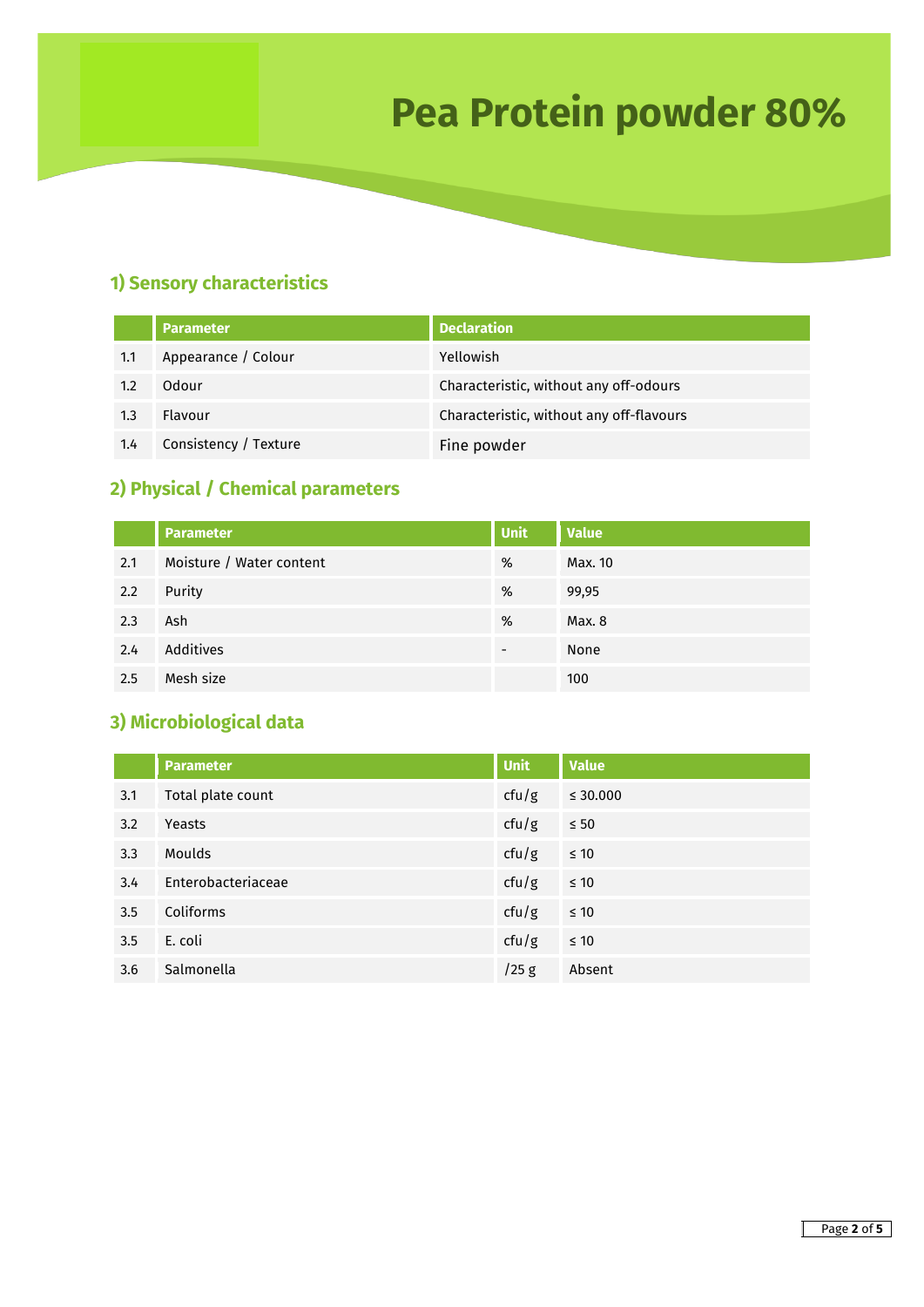# Pea Protein powder 80%

## 1) Sensory characteristics

| | Parameter | Declaration |
|---|---|---|
| 1.1 | Appearance / Colour | Yellowish |
| 1.2 | Odour | Characteristic, without any off-odours |
| 1.3 | Flavour | Characteristic, without any off-flavours |
| 1.4 | Consistency / Texture | Fine powder |

## 2) Physical / Chemical parameters

| | Parameter | Unit | Value |
|---|---|---|---|
| 2.1 | Moisture / Water content | % | Max. 10 |
| 2.2 | Purity | % | 99,95 |
| 2.3 | Ash | % | Max. 8 |
| 2.4 | Additives | - | None |
| 2.5 | Mesh size | | 100 |

## 3) Microbiological data

| | Parameter | Unit | Value |
|---|---|---|---|
| 3.1 | Total plate count | cfu/g | ≤ 30.000 |
| 3.2 | Yeasts | cfu/g | ≤ 50 |
| 3.3 | Moulds | cfu/g | ≤ 10 |
| 3.4 | Enterobacteriaceae | cfu/g | ≤ 10 |
| 3.5 | Coliforms | cfu/g | ≤ 10 |
| 3.5 | E. coli | cfu/g | ≤ 10 |
| 3.6 | Salmonella | /25 g | Absent |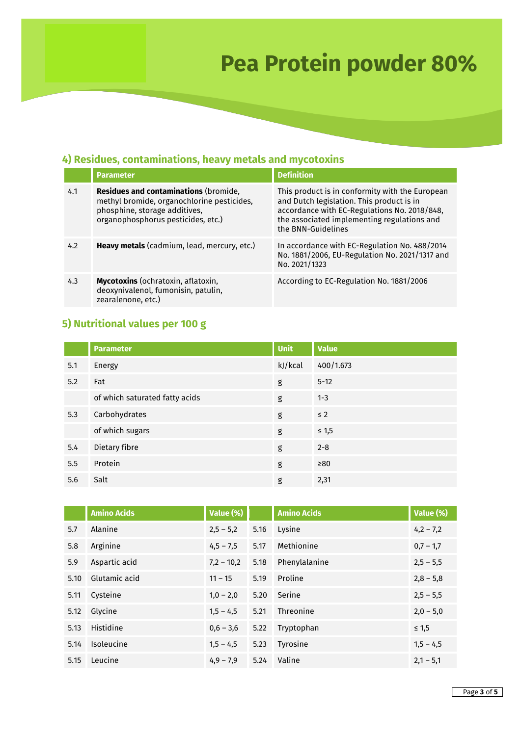# Pea Protein powder 80%

## 4) Residues, contaminations, heavy metals and mycotoxins

| | Parameter | Definition |
|---|---|---|
| 4.1 | **Residues and contaminations** (bromide, methyl bromide, organochlorine pesticides, phosphine, storage additives, organophosphorus pesticides, etc.) | This product is in conformity with the European and Dutch legislation. This product is in accordance with EC-Regulations No. 2018/848, the associated implementing regulations and the BNN-Guidelines |
| 4.2 | **Heavy metals** (cadmium, lead, mercury, etc.) | In accordance with EC-Regulation No. 488/2014 No. 1881/2006, EU-Regulation No. 2021/1317 and No. 2021/1323 |
| 4.3 | **Mycotoxins** (ochratoxin, aflatoxin, deoxynivalenol, fumonisin, patulin, zearalenone, etc.) | According to EC-Regulation No. 1881/2006 |

## 5) Nutritional values per 100 g

| | Parameter | Unit | Value |
|---|---|---|---|
| 5.1 | Energy | kJ/kcal | 400/1.673 |
| 5.2 | Fat | g | 5-12 |
| | of which saturated fatty acids | g | 1-3 |
| 5.3 | Carbohydrates | g | ≤ 2 |
| | of which sugars | g | ≤ 1,5 |
| 5.4 | Dietary fibre | g | 2-8 |
| 5.5 | Protein | g | ≥80 |
| 5.6 | Salt | g | 2,31 |

| | Amino Acids | Value (%) | | Amino Acids | Value (%) |
|---|---|---|---|---|---|
| 5.7 | Alanine | 2,5 – 5,2 | 5.16 | Lysine | 4,2 – 7,2 |
| 5.8 | Arginine | 4,5 – 7,5 | 5.17 | Methionine | 0,7 – 1,7 |
| 5.9 | Aspartic acid | 7,2 – 10,2 | 5.18 | Phenylalanine | 2,5 – 5,5 |
| 5.10 | Glutamic acid | 11 – 15 | 5.19 | Proline | 2,8 – 5,8 |
| 5.11 | Cysteine | 1,0 – 2,0 | 5.20 | Serine | 2,5 – 5,5 |
| 5.12 | Glycine | 1,5 – 4,5 | 5.21 | Threonine | 2,0 – 5,0 |
| 5.13 | Histidine | 0,6 – 3,6 | 5.22 | Tryptophan | ≤ 1,5 |
| 5.14 | Isoleucine | 1,5 – 4,5 | 5.23 | Tyrosine | 1,5 – 4,5 |
| 5.15 | Leucine | 4,9 – 7,9 | 5.24 | Valine | 2,1 – 5,1 |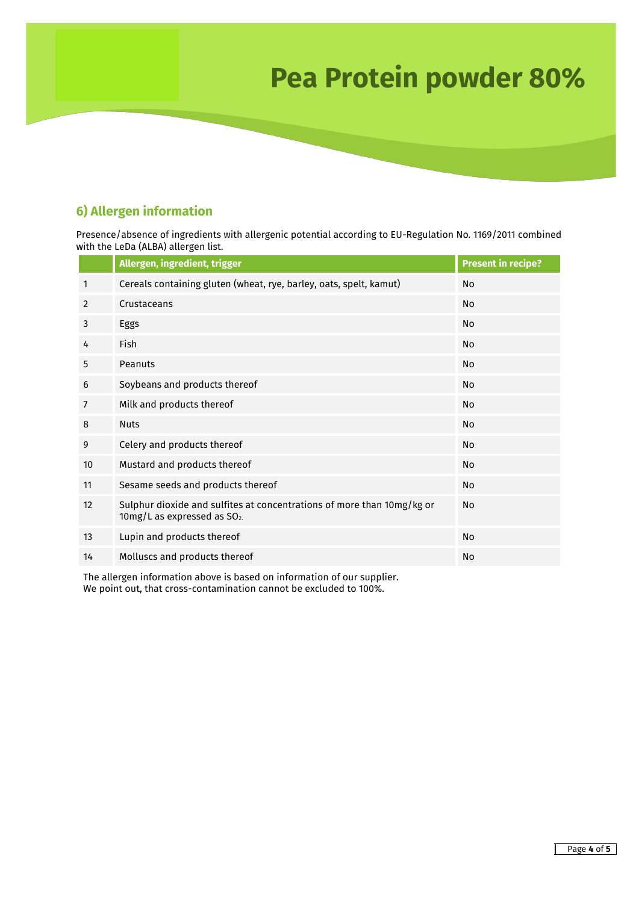# Pea Protein powder 80%

## 6) Allergen information

Presence/absence of ingredients with allergenic potential according to EU-Regulation No. 1169/2011 combined with the LeDa (ALBA) allergen list.

| | Allergen, ingredient, trigger | Present in recipe? |
|---|---|---|
| 1 | Cereals containing gluten (wheat, rye, barley, oats, spelt, kamut) | No |
| 2 | Crustaceans | No |
| 3 | Eggs | No |
| 4 | Fish | No |
| 5 | Peanuts | No |
| 6 | Soybeans and products thereof | No |
| 7 | Milk and products thereof | No |
| 8 | Nuts | No |
| 9 | Celery and products thereof | No |
| 10 | Mustard and products thereof | No |
| 11 | Sesame seeds and products thereof | No |
| 12 | Sulphur dioxide and sulfites at concentrations of more than 10mg/kg or 10mg/L as expressed as $SO_2$. | No |
| 13 | Lupin and products thereof | No |
| 14 | Molluscs and products thereof | No |

The allergen information above is based on information of our supplier.
We point out, that cross-contamination cannot be excluded to 100%.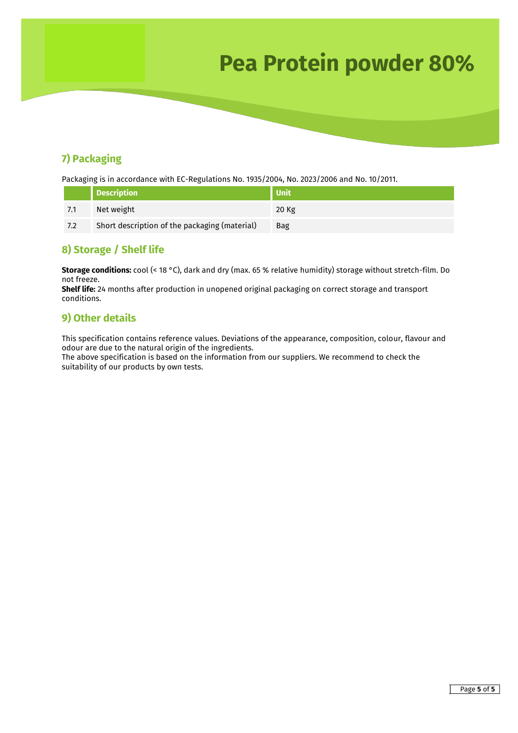# Pea Protein powder 80%

## 7) Packaging

Packaging is in accordance with EC-Regulations No. 1935/2004, No. 2023/2006 and No. 10/2011.

| | Description | Unit |
|---|---|---|
| 7.1 | Net weight | 20 Kg |
| 7.2 | Short description of the packaging (material) | Bag |

## 8) Storage / Shelf life

**Storage conditions:** cool (< 18 °C), dark and dry (max. 65 % relative humidity) storage without stretch-film. Do not freeze.
**Shelf life:** 24 months after production in unopened original packaging on correct storage and transport conditions.

## 9) Other details

This specification contains reference values. Deviations of the appearance, composition, colour, flavour and odour are due to the natural origin of the ingredients.
The above specification is based on the information from our suppliers. We recommend to check the suitability of our products by own tests.